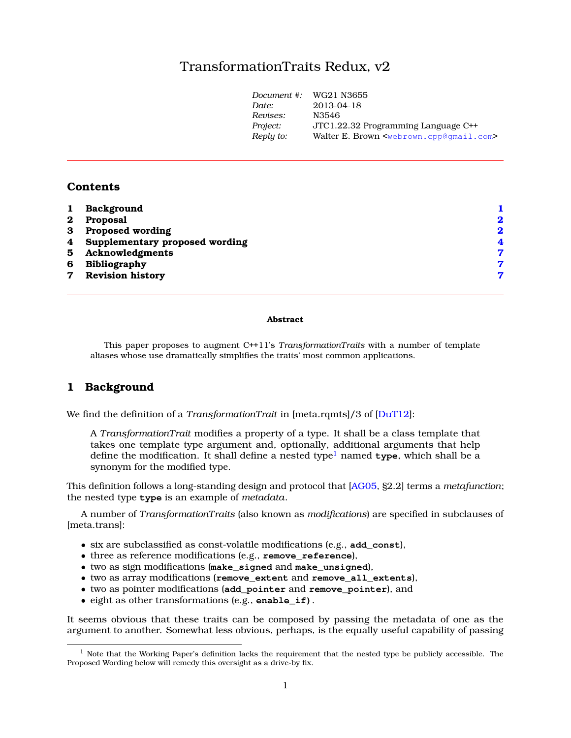# TransformationTraits Redux, v2

| | |
|---|---|
| *Document #:* | WG21 N3655 |
| *Date:* | 2013-04-18 |
| *Revises:* | N3546 |
| *Project:* | JTC1.22.32 Programming Language C++ |
| *Reply to:* | Walter E. Brown <webrown.cpp@gmail.com> |

## Contents

| | | |
|---|---|---|
| **1** | **Background** | **1** |
| **2** | **Proposal** | **2** |
| **3** | **Proposed wording** | **2** |
| **4** | **Supplementary proposed wording** | **4** |
| **5** | **Acknowledgments** | **7** |
| **6** | **Bibliography** | **7** |
| **7** | **Revision history** | **7** |

**Abstract**

This paper proposes to augment C++11's *TransformationTraits* with a number of template aliases whose use dramatically simplifies the traits' most common applications.

## 1 Background

We find the definition of a *TransformationTrait* in [meta.rqmts]/3 of [DuT12]:

> A *TransformationTrait* modifies a property of a type. It shall be a class template that takes one template type argument and, optionally, additional arguments that help define the modification. It shall define a nested type[1] named **type**, which shall be a synonym for the modified type.

This definition follows a long-standing design and protocol that [AG05, §2.2] terms a *metafunction*; the nested type **type** is an example of *metadata*.

A number of *TransformationTraits* (also known as *modifications*) are specified in subclauses of [meta.trans]:

- six are subclassified as const-volatile modifications (e.g., **add_const**),
- three as reference modifications (e.g., **remove_reference**),
- two as sign modifications (**make_signed** and **make_unsigned**),
- two as array modifications (**remove_extent** and **remove_all_extents**),
- two as pointer modifications (**add_pointer** and **remove_pointer**), and
- eight as other transformations (e.g., **enable_if**).

It seems obvious that these traits can be composed by passing the metadata of one as the argument to another. Somewhat less obvious, perhaps, is the equally useful capability of passing

[1] Note that the Working Paper's definition lacks the requirement that the nested type be publicly accessible. The Proposed Wording below will remedy this oversight as a drive-by fix.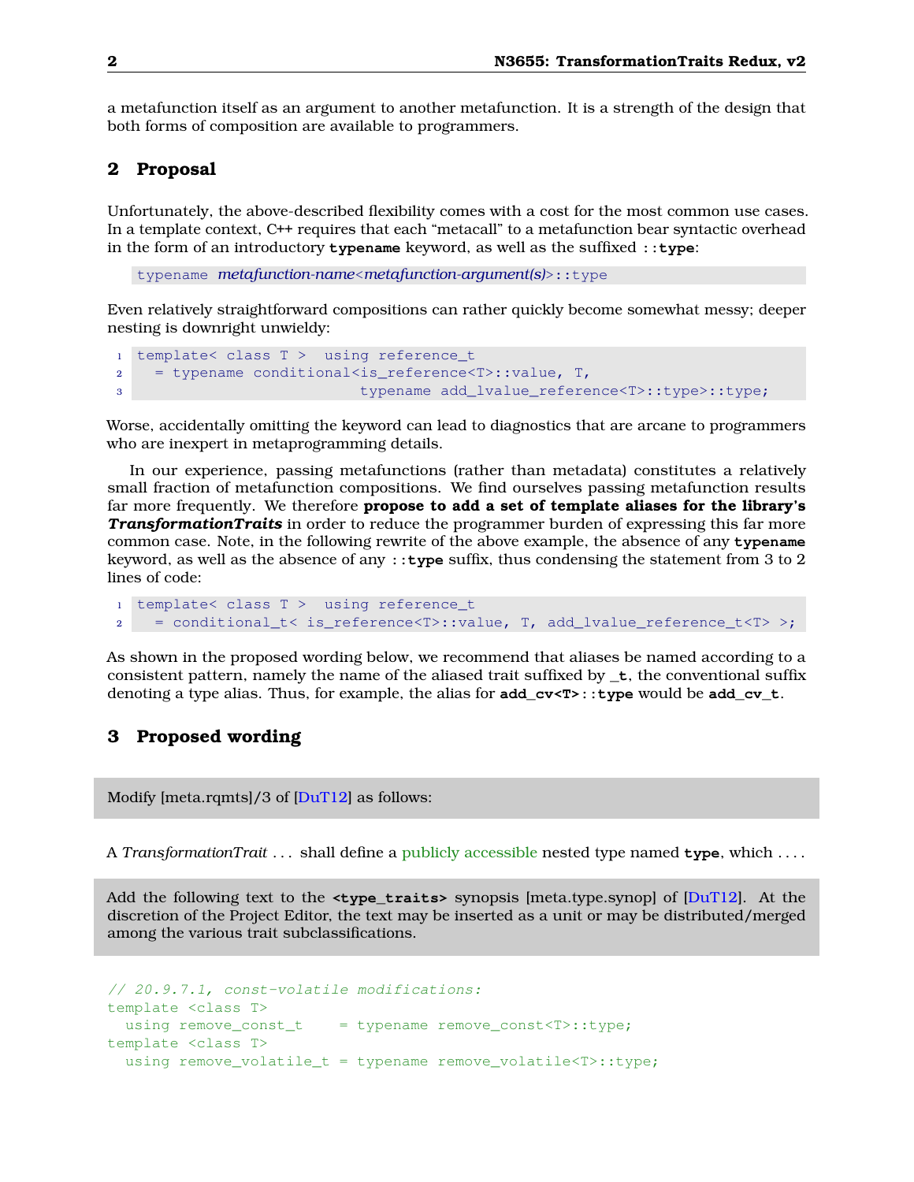a metafunction itself as an argument to another metafunction. It is a strength of the design that both forms of composition are available to programmers.

## 2 Proposal

Unfortunately, the above-described flexibility comes with a cost for the most common use cases. In a template context, C++ requires that each "metacall" to a metafunction bear syntactic overhead in the form of an introductory **typename** keyword, as well as the suffixed **::type**:

```
typename metafunction-name<metafunction-argument(s)>::type
```

Even relatively straightforward compositions can rather quickly become somewhat messy; deeper nesting is downright unwieldy:

```
template< class T >  using reference_t
  = typename conditional<is_reference<T>::value, T,
                         typename add_lvalue_reference<T>::type>::type;
```

Worse, accidentally omitting the keyword can lead to diagnostics that are arcane to programmers who are inexpert in metaprogramming details.

In our experience, passing metafunctions (rather than metadata) constitutes a relatively small fraction of metafunction compositions. We find ourselves passing metafunction results far more frequently. We therefore **propose to add a set of template aliases for the library's *TransformationTraits*** in order to reduce the programmer burden of expressing this far more common case. Note, in the following rewrite of the above example, the absence of any **typename** keyword, as well as the absence of any **::type** suffix, thus condensing the statement from 3 to 2 lines of code:

```
template< class T >  using reference_t
  = conditional_t< is_reference<T>::value, T, add_lvalue_reference_t<T> >;
```

As shown in the proposed wording below, we recommend that aliases be named according to a consistent pattern, namely the name of the aliased trait suffixed by **_t**, the conventional suffix denoting a type alias. Thus, for example, the alias for **add_cv<T>::type** would be **add_cv_t**.

## 3 Proposed wording

Modify [meta.rqmts]/3 of [DuT12] as follows:

A *TransformationTrait* ... shall define a publicly accessible nested type named **type**, which ....

Add the following text to the **<type_traits>** synopsis [meta.type.synop] of [DuT12]. At the discretion of the Project Editor, the text may be inserted as a unit or may be distributed/merged among the various trait subclassifications.

```
// 20.9.7.1, const-volatile modifications:
template <class T>
  using remove_const_t    = typename remove_const<T>::type;
template <class T>
  using remove_volatile_t = typename remove_volatile<T>::type;
```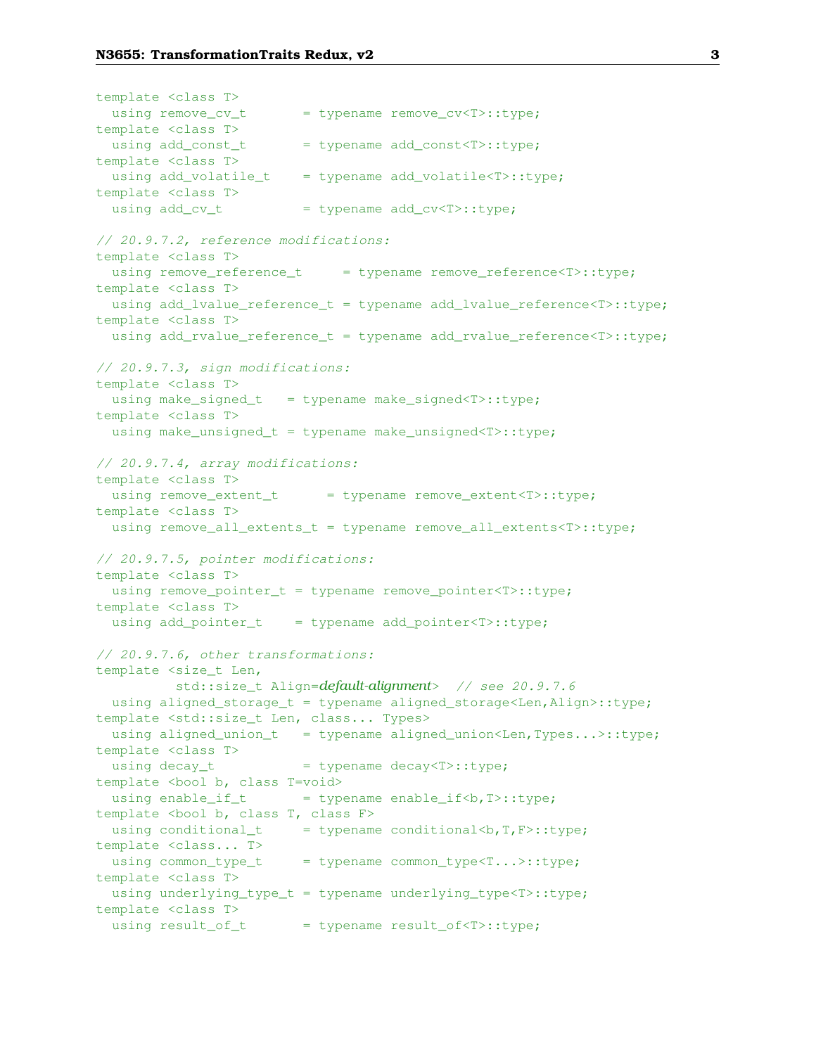```
template <class T>
  using remove_cv_t       = typename remove_cv<T>::type;
template <class T>
  using add_const_t       = typename add_const<T>::type;
template <class T>
  using add_volatile_t    = typename add_volatile<T>::type;
template <class T>
  using add_cv_t          = typename add_cv<T>::type;

// 20.9.7.2, reference modifications:
template <class T>
  using remove_reference_t     = typename remove_reference<T>::type;
template <class T>
  using add_lvalue_reference_t = typename add_lvalue_reference<T>::type;
template <class T>
  using add_rvalue_reference_t = typename add_rvalue_reference<T>::type;

// 20.9.7.3, sign modifications:
template <class T>
  using make_signed_t   = typename make_signed<T>::type;
template <class T>
  using make_unsigned_t = typename make_unsigned<T>::type;

// 20.9.7.4, array modifications:
template <class T>
  using remove_extent_t      = typename remove_extent<T>::type;
template <class T>
  using remove_all_extents_t = typename remove_all_extents<T>::type;

// 20.9.7.5, pointer modifications:
template <class T>
  using remove_pointer_t = typename remove_pointer<T>::type;
template <class T>
  using add_pointer_t    = typename add_pointer<T>::type;

// 20.9.7.6, other transformations:
template <size_t Len,
          std::size_t Align=default-alignment>  // see 20.9.7.6
  using aligned_storage_t = typename aligned_storage<Len,Align>::type;
template <std::size_t Len, class... Types>
  using aligned_union_t   = typename aligned_union<Len,Types...>::type;
template <class T>
  using decay_t           = typename decay<T>::type;
template <bool b, class T=void>
  using enable_if_t       = typename enable_if<b,T>::type;
template <bool b, class T, class F>
  using conditional_t     = typename conditional<b,T,F>::type;
template <class... T>
  using common_type_t     = typename common_type<T...>::type;
template <class T>
  using underlying_type_t = typename underlying_type<T>::type;
template <class T>
  using result_of_t       = typename result_of<T>::type;
```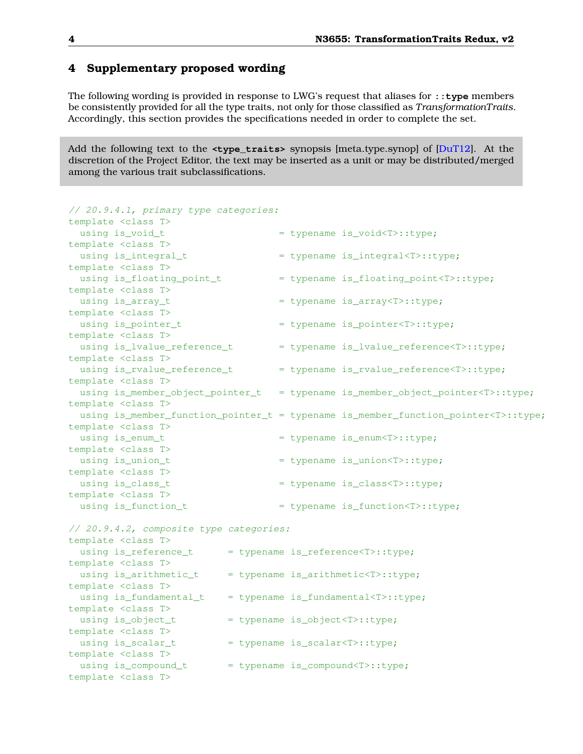## 4 Supplementary proposed wording

The following wording is provided in response to LWG's request that aliases for `::type` members be consistently provided for all the type traits, not only for those classified as *TransformationTraits*. Accordingly, this section provides the specifications needed in order to complete the set.

> Add the following text to the **`<type_traits>`** synopsis [meta.type.synop] of [DuT12]. At the discretion of the Project Editor, the text may be inserted as a unit or may be distributed/merged among the various trait subclassifications.

```
// 20.9.4.1, primary type categories:
template <class T>
  using is_void_t                    = typename is_void<T>::type;
template <class T>
  using is_integral_t                = typename is_integral<T>::type;
template <class T>
  using is_floating_point_t          = typename is_floating_point<T>::type;
template <class T>
  using is_array_t                   = typename is_array<T>::type;
template <class T>
  using is_pointer_t                 = typename is_pointer<T>::type;
template <class T>
  using is_lvalue_reference_t        = typename is_lvalue_reference<T>::type;
template <class T>
  using is_rvalue_reference_t        = typename is_rvalue_reference<T>::type;
template <class T>
  using is_member_object_pointer_t   = typename is_member_object_pointer<T>::type;
template <class T>
  using is_member_function_pointer_t = typename is_member_function_pointer<T>::type;
template <class T>
  using is_enum_t                    = typename is_enum<T>::type;
template <class T>
  using is_union_t                   = typename is_union<T>::type;
template <class T>
  using is_class_t                   = typename is_class<T>::type;
template <class T>
  using is_function_t                = typename is_function<T>::type;

// 20.9.4.2, composite type categories:
template <class T>
  using is_reference_t      = typename is_reference<T>::type;
template <class T>
  using is_arithmetic_t     = typename is_arithmetic<T>::type;
template <class T>
  using is_fundamental_t    = typename is_fundamental<T>::type;
template <class T>
  using is_object_t         = typename is_object<T>::type;
template <class T>
  using is_scalar_t         = typename is_scalar<T>::type;
template <class T>
  using is_compound_t       = typename is_compound<T>::type;
template <class T>
```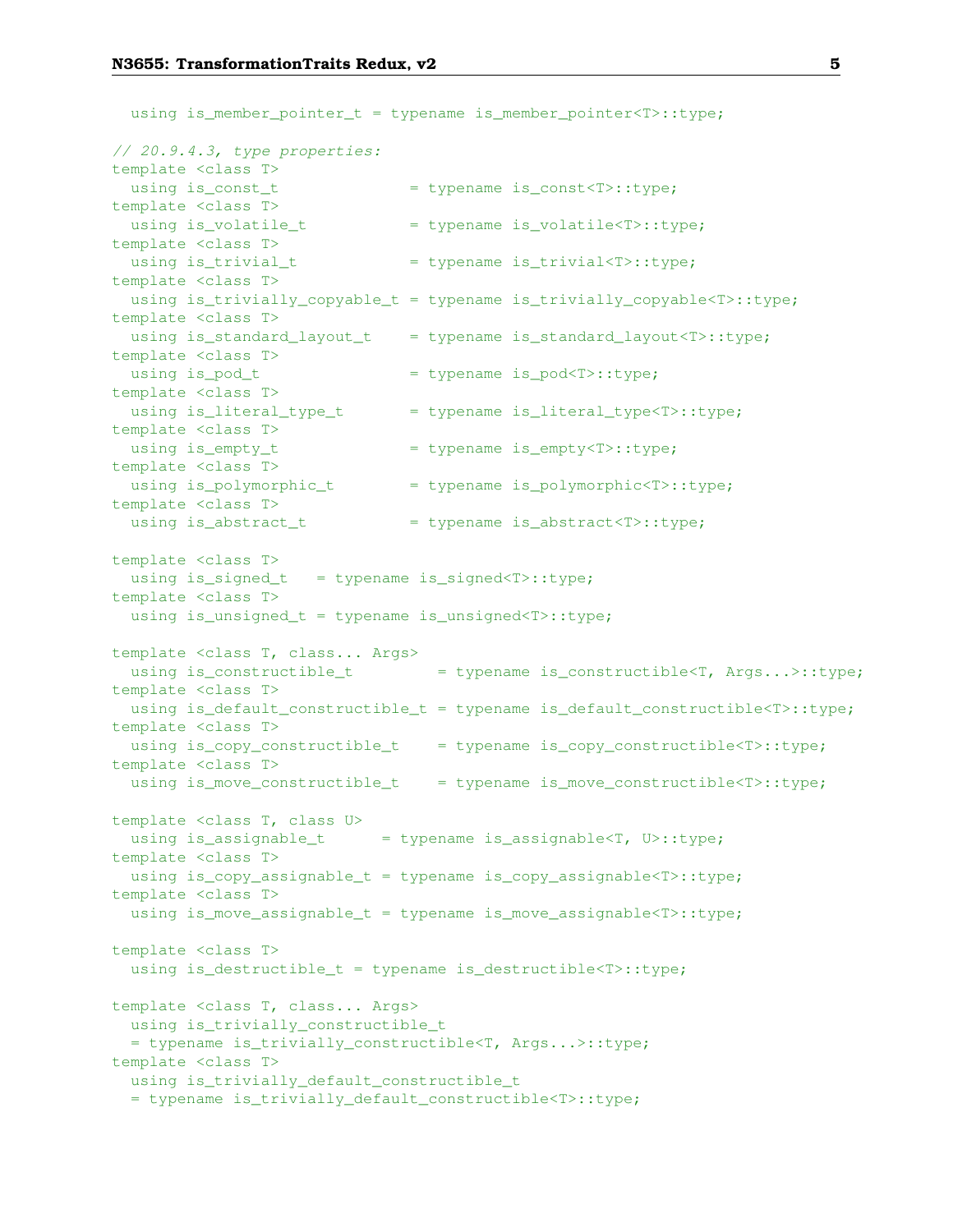```
  using is_member_pointer_t = typename is_member_pointer<T>::type;

// 20.9.4.3, type properties:
template <class T>
  using is_const_t              = typename is_const<T>::type;
template <class T>
  using is_volatile_t           = typename is_volatile<T>::type;
template <class T>
  using is_trivial_t            = typename is_trivial<T>::type;
template <class T>
  using is_trivially_copyable_t = typename is_trivially_copyable<T>::type;
template <class T>
  using is_standard_layout_t    = typename is_standard_layout<T>::type;
template <class T>
  using is_pod_t                = typename is_pod<T>::type;
template <class T>
  using is_literal_type_t       = typename is_literal_type<T>::type;
template <class T>
  using is_empty_t              = typename is_empty<T>::type;
template <class T>
  using is_polymorphic_t        = typename is_polymorphic<T>::type;
template <class T>
  using is_abstract_t           = typename is_abstract<T>::type;

template <class T>
  using is_signed_t   = typename is_signed<T>::type;
template <class T>
  using is_unsigned_t = typename is_unsigned<T>::type;

template <class T, class... Args>
  using is_constructible_t         = typename is_constructible<T, Args...>::type;
template <class T>
  using is_default_constructible_t = typename is_default_constructible<T>::type;
template <class T>
  using is_copy_constructible_t    = typename is_copy_constructible<T>::type;
template <class T>
  using is_move_constructible_t    = typename is_move_constructible<T>::type;

template <class T, class U>
  using is_assignable_t      = typename is_assignable<T, U>::type;
template <class T>
  using is_copy_assignable_t = typename is_copy_assignable<T>::type;
template <class T>
  using is_move_assignable_t = typename is_move_assignable<T>::type;

template <class T>
  using is_destructible_t = typename is_destructible<T>::type;

template <class T, class... Args>
  using is_trivially_constructible_t
  = typename is_trivially_constructible<T, Args...>::type;
template <class T>
  using is_trivially_default_constructible_t
  = typename is_trivially_default_constructible<T>::type;
```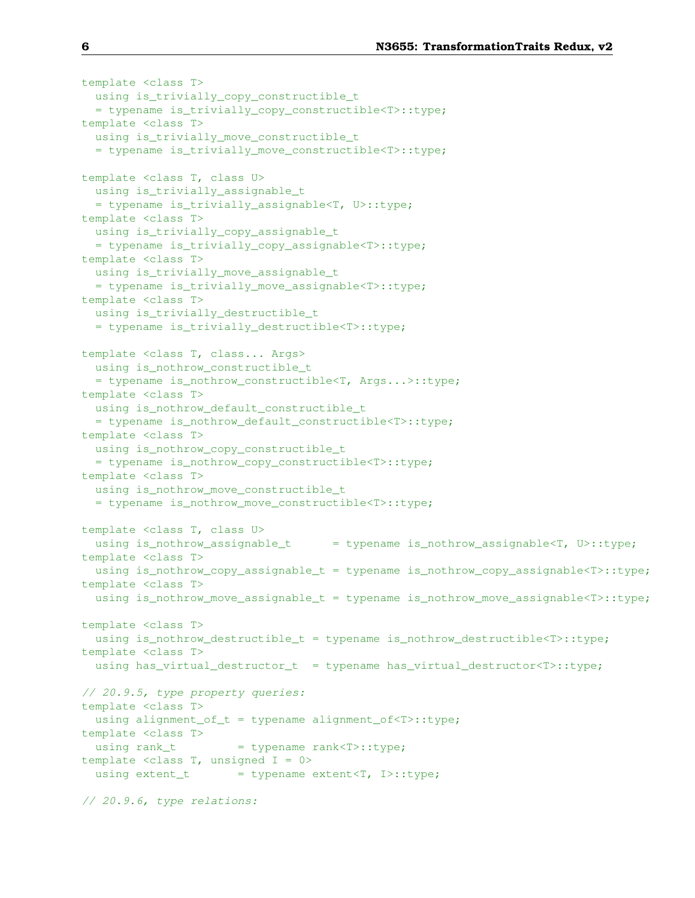```
template <class T>
  using is_trivially_copy_constructible_t
  = typename is_trivially_copy_constructible<T>::type;
template <class T>
  using is_trivially_move_constructible_t
  = typename is_trivially_move_constructible<T>::type;

template <class T, class U>
  using is_trivially_assignable_t
  = typename is_trivially_assignable<T, U>::type;
template <class T>
  using is_trivially_copy_assignable_t
  = typename is_trivially_copy_assignable<T>::type;
template <class T>
  using is_trivially_move_assignable_t
  = typename is_trivially_move_assignable<T>::type;
template <class T>
  using is_trivially_destructible_t
  = typename is_trivially_destructible<T>::type;

template <class T, class... Args>
  using is_nothrow_constructible_t
  = typename is_nothrow_constructible<T, Args...>::type;
template <class T>
  using is_nothrow_default_constructible_t
  = typename is_nothrow_default_constructible<T>::type;
template <class T>
  using is_nothrow_copy_constructible_t
  = typename is_nothrow_copy_constructible<T>::type;
template <class T>
  using is_nothrow_move_constructible_t
  = typename is_nothrow_move_constructible<T>::type;

template <class T, class U>
  using is_nothrow_assignable_t      = typename is_nothrow_assignable<T, U>::type;
template <class T>
  using is_nothrow_copy_assignable_t = typename is_nothrow_copy_assignable<T>::type;
template <class T>
  using is_nothrow_move_assignable_t = typename is_nothrow_move_assignable<T>::type;

template <class T>
  using is_nothrow_destructible_t = typename is_nothrow_destructible<T>::type;
template <class T>
  using has_virtual_destructor_t  = typename has_virtual_destructor<T>::type;

// 20.9.5, type property queries:
template <class T>
  using alignment_of_t = typename alignment_of<T>::type;
template <class T>
  using rank_t         = typename rank<T>::type;
template <class T, unsigned I = 0>
  using extent_t       = typename extent<T, I>::type;

// 20.9.6, type relations:
```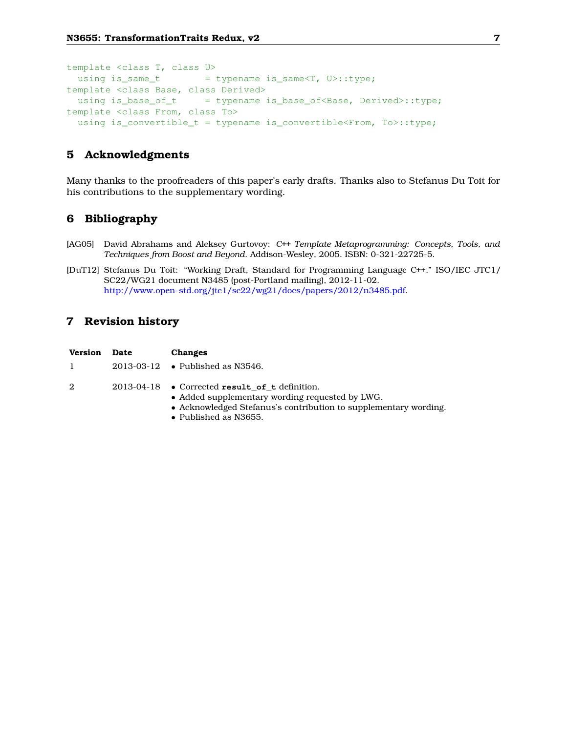```
template <class T, class U>
  using is_same_t        = typename is_same<T, U>::type;
template <class Base, class Derived>
  using is_base_of_t     = typename is_base_of<Base, Derived>::type;
template <class From, class To>
  using is_convertible_t = typename is_convertible<From, To>::type;
```

## 5 Acknowledgments

Many thanks to the proofreaders of this paper's early drafts. Thanks also to Stefanus Du Toit for his contributions to the supplementary wording.

## 6 Bibliography

[AG05] David Abrahams and Aleksey Gurtovoy: *C++ Template Metaprogramming: Concepts, Tools, and Techniques from Boost and Beyond*. Addison-Wesley, 2005. ISBN: 0-321-22725-5.

[DuT12] Stefanus Du Toit: "Working Draft, Standard for Programming Language C++." ISO/IEC JTC1/SC22/WG21 document N3485 (post-Portland mailing), 2012-11-02. http://www.open-std.org/jtc1/sc22/wg21/docs/papers/2012/n3485.pdf.

## 7 Revision history

| Version | Date | Changes |
|---|---|---|
| 1 | 2013-03-12 | • Published as N3546. |
| 2 | 2013-04-18 | • Corrected **`result_of_t`** definition.<br>• Added supplementary wording requested by LWG.<br>• Acknowledged Stefanus's contribution to supplementary wording.<br>• Published as N3655. |